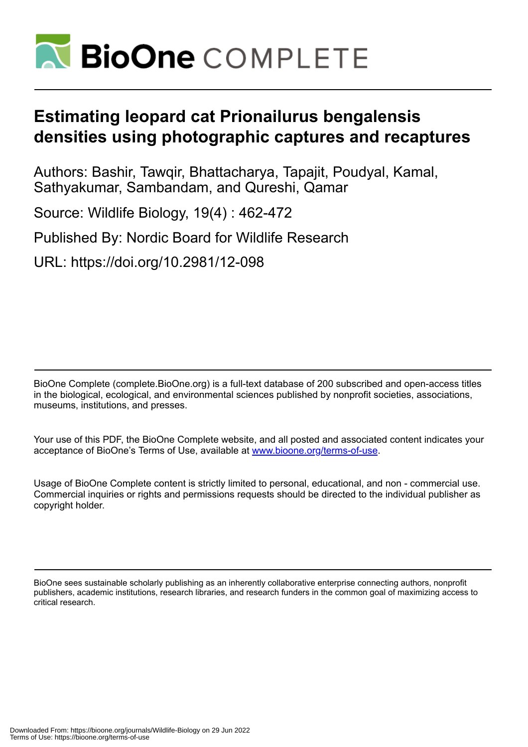# Estimating leopard cat Prionailurus bengalensis densities using photographic captures and recaptures

Authors: Bashir, Tawqir, Bhattacharya, Tapajit, Poudyal, Kamal, Sathyakumar, Sambandam, and Qureshi, Qamar

Source: Wildlife Biology, 19(4) : 462-472

Published By: Nordic Board for Wildlife Research

URL: https://doi.org/10.2981/12-098

BioOne Complete (complete.BioOne.org) is a full-text database of 200 subscribed and open-access titles in the biological, ecological, and environmental sciences published by nonprofit societies, associations, museums, institutions, and presses.

Your use of this PDF, the BioOne Complete website, and all posted and associated content indicates your acceptance of BioOne's Terms of Use, available at www.bioone.org/terms-of-use.

Usage of BioOne Complete content is strictly limited to personal, educational, and non - commercial use. Commercial inquiries or rights and permissions requests should be directed to the individual publisher as copyright holder.

BioOne sees sustainable scholarly publishing as an inherently collaborative enterprise connecting authors, nonprofit publishers, academic institutions, research libraries, and research funders in the common goal of maximizing access to critical research.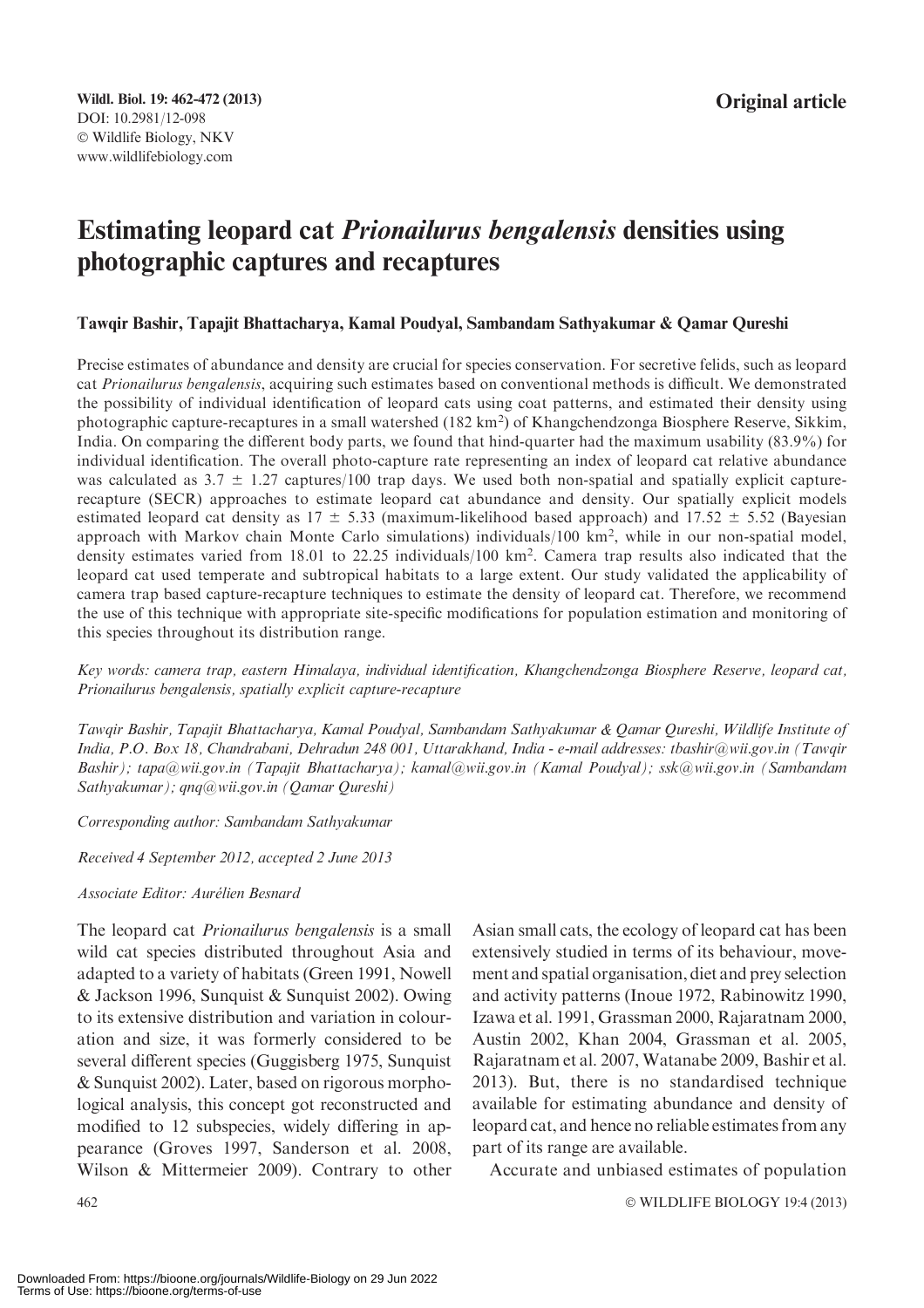Original article

# Estimating leopard cat *Prionailurus bengalensis* densities using photographic captures and recaptures

**Tawqir Bashir, Tapajit Bhattacharya, Kamal Poudyal, Sambandam Sathyakumar & Qamar Qureshi**

Precise estimates of abundance and density are crucial for species conservation. For secretive felids, such as leopard cat *Prionailurus bengalensis*, acquiring such estimates based on conventional methods is difficult. We demonstrated the possibility of individual identification of leopard cats using coat patterns, and estimated their density using photographic capture-recaptures in a small watershed (182 km$^2$) of Khangchendzonga Biosphere Reserve, Sikkim, India. On comparing the different body parts, we found that hind-quarter had the maximum usability (83.9%) for individual identification. The overall photo-capture rate representing an index of leopard cat relative abundance was calculated as 3.7 ± 1.27 captures/100 trap days. We used both non-spatial and spatially explicit capture-recapture (SECR) approaches to estimate leopard cat abundance and density. Our spatially explicit models estimated leopard cat density as 17 ± 5.33 (maximum-likelihood based approach) and 17.52 ± 5.52 (Bayesian approach with Markov chain Monte Carlo simulations) individuals/100 km$^2$, while in our non-spatial model, density estimates varied from 18.01 to 22.25 individuals/100 km$^2$. Camera trap results also indicated that the leopard cat used temperate and subtropical habitats to a large extent. Our study validated the applicability of camera trap based capture-recapture techniques to estimate the density of leopard cat. Therefore, we recommend the use of this technique with appropriate site-specific modifications for population estimation and monitoring of this species throughout its distribution range.

*Key words: camera trap, eastern Himalaya, individual identification, Khangchendzonga Biosphere Reserve, leopard cat, Prionailurus bengalensis, spatially explicit capture-recapture*

*Tawqir Bashir, Tapajit Bhattacharya, Kamal Poudyal, Sambandam Sathyakumar & Qamar Qureshi, Wildlife Institute of India, P.O. Box 18, Chandrabani, Dehradun 248 001, Uttarakhand, India - e-mail addresses: tbashir@wii.gov.in (Tawqir Bashir); tapa@wii.gov.in (Tapajit Bhattacharya); kamal@wii.gov.in (Kamal Poudyal); ssk@wii.gov.in (Sambandam Sathyakumar); qnq@wii.gov.in (Qamar Qureshi)*

*Corresponding author: Sambandam Sathyakumar*

*Received 4 September 2012, accepted 2 June 2013*

*Associate Editor: Aurélien Besnard*

The leopard cat *Prionailurus bengalensis* is a small wild cat species distributed throughout Asia and adapted to a variety of habitats (Green 1991, Nowell & Jackson 1996, Sunquist & Sunquist 2002). Owing to its extensive distribution and variation in colouration and size, it was formerly considered to be several different species (Guggisberg 1975, Sunquist & Sunquist 2002). Later, based on rigorous morphological analysis, this concept got reconstructed and modified to 12 subspecies, widely differing in appearance (Groves 1997, Sanderson et al. 2008, Wilson & Mittermeier 2009). Contrary to other Asian small cats, the ecology of leopard cat has been extensively studied in terms of its behaviour, movement and spatial organisation, diet and prey selection and activity patterns (Inoue 1972, Rabinowitz 1990, Izawa et al. 1991, Grassman 2000, Rajaratnam 2000, Austin 2002, Khan 2004, Grassman et al. 2005, Rajaratnam et al. 2007, Watanabe 2009, Bashir et al. 2013). But, there is no standardised technique available for estimating abundance and density of leopard cat, and hence no reliable estimates from any part of its range are available.

Accurate and unbiased estimates of population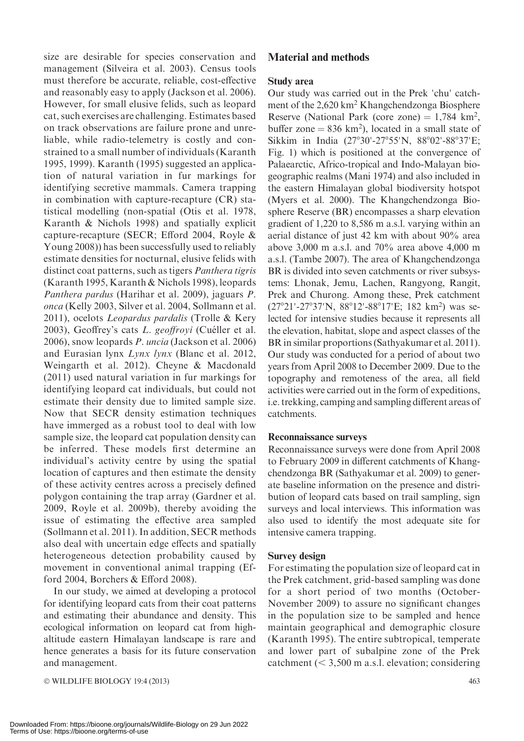size are desirable for species conservation and management (Silveira et al. 2003). Census tools must therefore be accurate, reliable, cost-effective and reasonably easy to apply (Jackson et al. 2006). However, for small elusive felids, such as leopard cat, such exercises are challenging. Estimates based on track observations are failure prone and unreliable, while radio-telemetry is costly and constrained to a small number of individuals (Karanth 1995, 1999). Karanth (1995) suggested an application of natural variation in fur markings for identifying secretive mammals. Camera trapping in combination with capture-recapture (CR) statistical modelling (non-spatial (Otis et al. 1978, Karanth & Nichols 1998) and spatially explicit capture-recapture (SECR; Efford 2004, Royle & Young 2008)) has been successfully used to reliably estimate densities for nocturnal, elusive felids with distinct coat patterns, such as tigers *Panthera tigris* (Karanth 1995, Karanth & Nichols 1998), leopards *Panthera pardus* (Harihar et al. 2009), jaguars *P. onca* (Kelly 2003, Silver et al. 2004, Sollmann et al. 2011), ocelots *Leopardus pardalis* (Trolle & Kery 2003), Geoffrey's cats *L. geoffroyi* (Cuéller et al. 2006), snow leopards *P. uncia* (Jackson et al. 2006) and Eurasian lynx *Lynx lynx* (Blanc et al. 2012, Weingarth et al. 2012). Cheyne & Macdonald (2011) used natural variation in fur markings for identifying leopard cat individuals, but could not estimate their density due to limited sample size. Now that SECR density estimation techniques have immerged as a robust tool to deal with low sample size, the leopard cat population density can be inferred. These models first determine an individual's activity centre by using the spatial location of captures and then estimate the density of these activity centres across a precisely defined polygon containing the trap array (Gardner et al. 2009, Royle et al. 2009b), thereby avoiding the issue of estimating the effective area sampled (Sollmann et al. 2011). In addition, SECR methods also deal with uncertain edge effects and spatially heterogeneous detection probability caused by movement in conventional animal trapping (Efford 2004, Borchers & Efford 2008).

In our study, we aimed at developing a protocol for identifying leopard cats from their coat patterns and estimating their abundance and density. This ecological information on leopard cat from high-altitude eastern Himalayan landscape is rare and hence generates a basis for its future conservation and management.

## Material and methods

### Study area

Our study was carried out in the Prek 'chu' catchment of the 2,620 km$^2$ Khangchendzonga Biosphere Reserve (National Park (core zone) = 1,784 km$^2$, buffer zone = 836 km$^2$), located in a small state of Sikkim in India (27°30'-27°55'N, 88°02'-88°37'E; Fig. 1) which is positioned at the convergence of Palaearctic, Africo-tropical and Indo-Malayan biogeographic realms (Mani 1974) and also included in the eastern Himalayan global biodiversity hotspot (Myers et al. 2000). The Khangchendzonga Biosphere Reserve (BR) encompasses a sharp elevation gradient of 1,220 to 8,586 m a.s.l. varying within an aerial distance of just 42 km with about 90% area above 3,000 m a.s.l. and 70% area above 4,000 m a.s.l. (Tambe 2007). The area of Khangchendzonga BR is divided into seven catchments or river subsystems: Lhonak, Jemu, Lachen, Rangyong, Rangit, Prek and Churong. Among these, Prek catchment (27°21'-27°37'N, 88°12'-88°17'E; 182 km$^2$) was selected for intensive studies because it represents all the elevation, habitat, slope and aspect classes of the BR in similar proportions (Sathyakumar et al. 2011). Our study was conducted for a period of about two years from April 2008 to December 2009. Due to the topography and remoteness of the area, all field activities were carried out in the form of expeditions, i.e. trekking, camping and sampling different areas of catchments.

### Reconnaissance surveys

Reconnaissance surveys were done from April 2008 to February 2009 in different catchments of Khangchendzonga BR (Sathyakumar et al. 2009) to generate baseline information on the presence and distribution of leopard cats based on trail sampling, sign surveys and local interviews. This information was also used to identify the most adequate site for intensive camera trapping.

### Survey design

For estimating the population size of leopard cat in the Prek catchment, grid-based sampling was done for a short period of two months (October-November 2009) to assure no significant changes in the population size to be sampled and hence maintain geographical and demographic closure (Karanth 1995). The entire subtropical, temperate and lower part of subalpine zone of the Prek catchment (< 3,500 m a.s.l. elevation; considering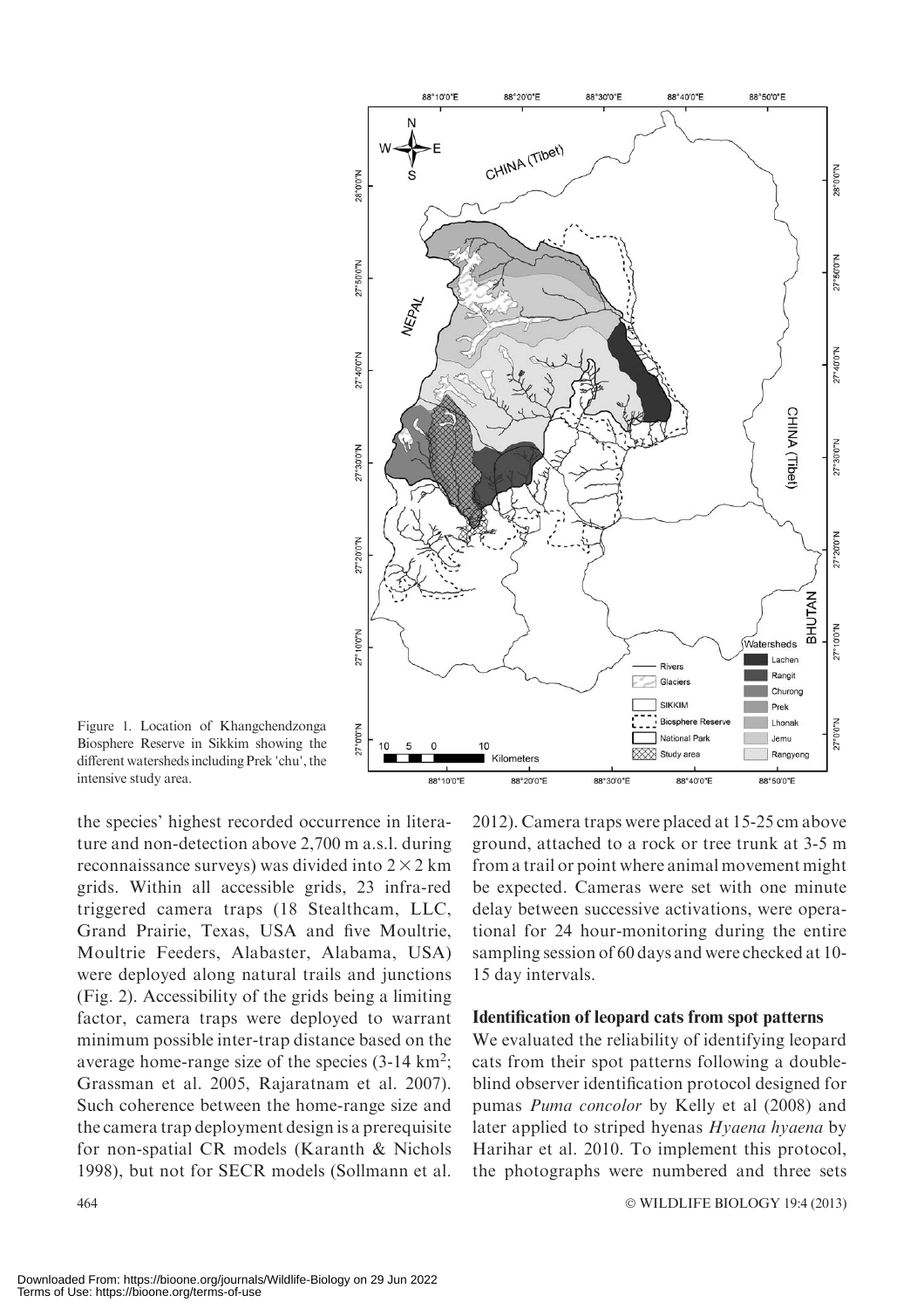Figure 1. Location of Khangchendzonga Biosphere Reserve in Sikkim showing the different watersheds including Prek 'chu', the intensive study area.

the species' highest recorded occurrence in literature and non-detection above 2,700 m a.s.l. during reconnaissance surveys) was divided into $2 \times 2$ km grids. Within all accessible grids, 23 infra-red triggered camera traps (18 Stealthcam, LLC, Grand Prairie, Texas, USA and five Moultrie, Moultrie Feeders, Alabaster, Alabama, USA) were deployed along natural trails and junctions (Fig. 2). Accessibility of the grids being a limiting factor, camera traps were deployed to warrant minimum possible inter-trap distance based on the average home-range size of the species (3-14 km$^2$; Grassman et al. 2005, Rajaratnam et al. 2007). Such coherence between the home-range size and the camera trap deployment design is a prerequisite for non-spatial CR models (Karanth & Nichols 1998), but not for SECR models (Sollmann et al. 2012). Camera traps were placed at 15-25 cm above ground, attached to a rock or tree trunk at 3-5 m from a trail or point where animal movement might be expected. Cameras were set with one minute delay between successive activations, were operational for 24 hour-monitoring during the entire sampling session of 60 days and were checked at 10-15 day intervals.

### Identification of leopard cats from spot patterns

We evaluated the reliability of identifying leopard cats from their spot patterns following a double-blind observer identification protocol designed for pumas *Puma concolor* by Kelly et al (2008) and later applied to striped hyenas *Hyaena hyaena* by Harihar et al. 2010. To implement this protocol, the photographs were numbered and three sets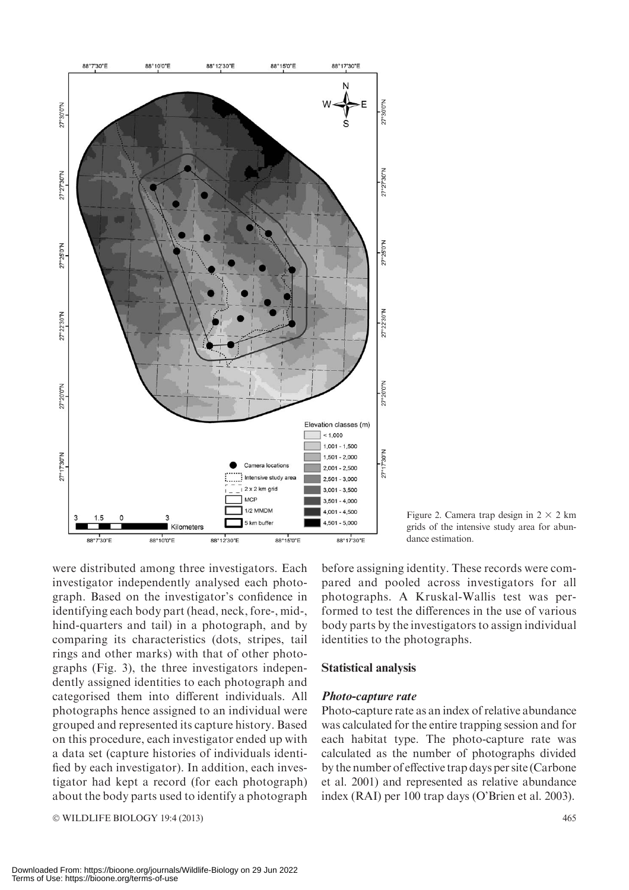Figure 2. Camera trap design in 2 × 2 km grids of the intensive study area for abundance estimation.

were distributed among three investigators. Each investigator independently analysed each photograph. Based on the investigator's confidence in identifying each body part (head, neck, fore-, mid-, hind-quarters and tail) in a photograph, and by comparing its characteristics (dots, stripes, tail rings and other marks) with that of other photographs (Fig. 3), the three investigators independently assigned identities to each photograph and categorised them into different individuals. All photographs hence assigned to an individual were grouped and represented its capture history. Based on this procedure, each investigator ended up with a data set (capture histories of individuals identified by each investigator). In addition, each investigator had kept a record (for each photograph) about the body parts used to identify a photograph before assigning identity. These records were compared and pooled across investigators for all photographs. A Kruskal-Wallis test was performed to test the differences in the use of various body parts by the investigators to assign individual identities to the photographs.

## Statistical analysis

### *Photo-capture rate*

Photo-capture rate as an index of relative abundance was calculated for the entire trapping session and for each habitat type. The photo-capture rate was calculated as the number of photographs divided by the number of effective trap days per site (Carbone et al. 2001) and represented as relative abundance index (RAI) per 100 trap days (O'Brien et al. 2003).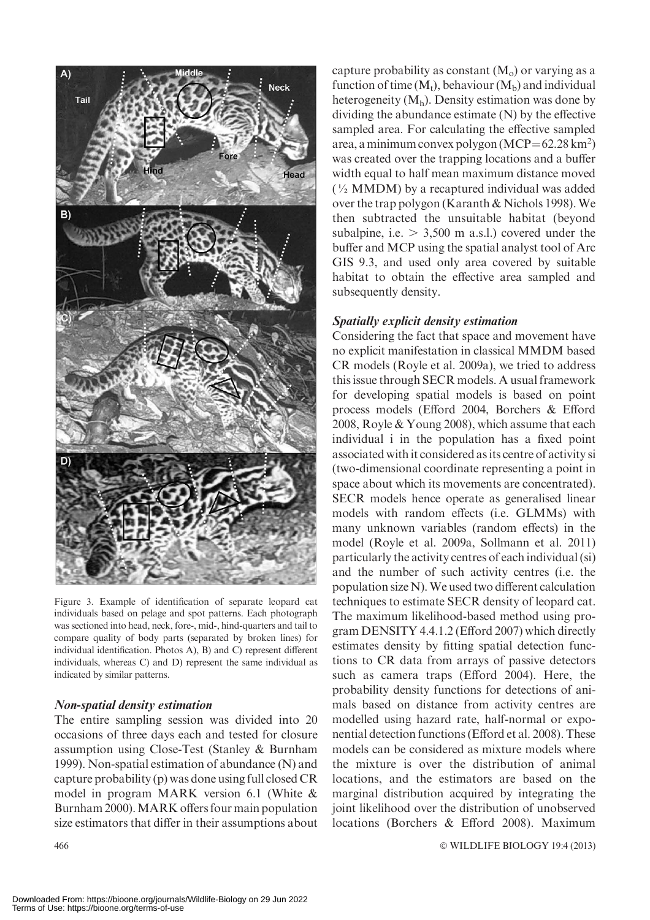Figure 3. Example of identification of separate leopard cat individuals based on pelage and spot patterns. Each photograph was sectioned into head, neck, fore-, mid-, hind-quarters and tail to compare quality of body parts (separated by broken lines) for individual identification. Photos A), B) and C) represent different individuals, whereas C) and D) represent the same individual as indicated by similar patterns.

### *Non-spatial density estimation*

The entire sampling session was divided into 20 occasions of three days each and tested for closure assumption using Close-Test (Stanley & Burnham 1999). Non-spatial estimation of abundance (N) and capture probability (p) was done using full closed CR model in program MARK version 6.1 (White & Burnham 2000). MARK offers four main population size estimators that differ in their assumptions about capture probability as constant ($M_o$) or varying as a function of time ($M_t$), behaviour ($M_b$) and individual heterogeneity ($M_h$). Density estimation was done by dividing the abundance estimate (N) by the effective sampled area. For calculating the effective sampled area, a minimum convex polygon (MCP=62.28 km$^2$) was created over the trapping locations and a buffer width equal to half mean maximum distance moved (½ MMDM) by a recaptured individual was added over the trap polygon (Karanth & Nichols 1998). We then subtracted the unsuitable habitat (beyond subalpine, i.e. > 3,500 m a.s.l.) covered under the buffer and MCP using the spatial analyst tool of Arc GIS 9.3, and used only area covered by suitable habitat to obtain the effective area sampled and subsequently density.

### *Spatially explicit density estimation*

Considering the fact that space and movement have no explicit manifestation in classical MMDM based CR models (Royle et al. 2009a), we tried to address this issue through SECR models. A usual framework for developing spatial models is based on point process models (Efford 2004, Borchers & Efford 2008, Royle & Young 2008), which assume that each individual i in the population has a fixed point associated with it considered as its centre of activity si (two-dimensional coordinate representing a point in space about which its movements are concentrated). SECR models hence operate as generalised linear models with random effects (i.e. GLMMs) with many unknown variables (random effects) in the model (Royle et al. 2009a, Sollmann et al. 2011) particularly the activity centres of each individual (si) and the number of such activity centres (i.e. the population size N). We used two different calculation techniques to estimate SECR density of leopard cat. The maximum likelihood-based method using program DENSITY 4.4.1.2 (Efford 2007) which directly estimates density by fitting spatial detection functions to CR data from arrays of passive detectors such as camera traps (Efford 2004). Here, the probability density functions for detections of animals based on distance from activity centres are modelled using hazard rate, half-normal or exponential detection functions (Efford et al. 2008). These models can be considered as mixture models where the mixture is over the distribution of animal locations, and the estimators are based on the marginal distribution acquired by integrating the joint likelihood over the distribution of unobserved locations (Borchers & Efford 2008). Maximum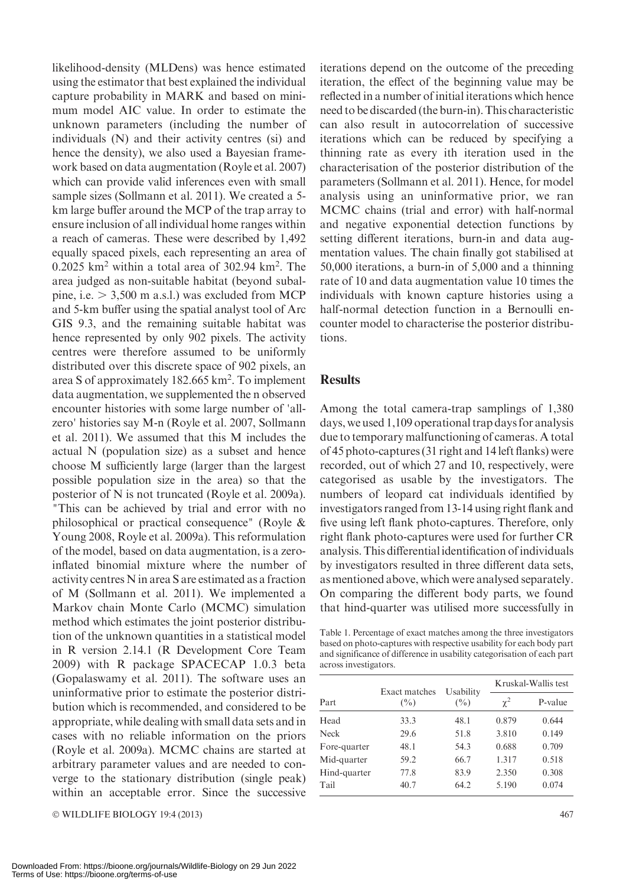likelihood-density (MLDens) was hence estimated using the estimator that best explained the individual capture probability in MARK and based on minimum model AIC value. In order to estimate the unknown parameters (including the number of individuals (N) and their activity centres (si) and hence the density), we also used a Bayesian framework based on data augmentation (Royle et al. 2007) which can provide valid inferences even with small sample sizes (Sollmann et al. 2011). We created a 5-km large buffer around the MCP of the trap array to ensure inclusion of all individual home ranges within a reach of cameras. These were described by 1,492 equally spaced pixels, each representing an area of 0.2025 $km^2$ within a total area of 302.94 $km^2$. The area judged as non-suitable habitat (beyond subalpine, i.e. > 3,500 m a.s.l.) was excluded from MCP and 5-km buffer using the spatial analyst tool of Arc GIS 9.3, and the remaining suitable habitat was hence represented by only 902 pixels. The activity centres were therefore assumed to be uniformly distributed over this discrete space of 902 pixels, an area S of approximately 182.665 $km^2$. To implement data augmentation, we supplemented the n observed encounter histories with some large number of 'all-zero' histories say M-n (Royle et al. 2007, Sollmann et al. 2011). We assumed that this M includes the actual N (population size) as a subset and hence choose M sufficiently large (larger than the largest possible population size in the area) so that the posterior of N is not truncated (Royle et al. 2009a). "This can be achieved by trial and error with no philosophical or practical consequence" (Royle & Young 2008, Royle et al. 2009a). This reformulation of the model, based on data augmentation, is a zero-inflated binomial mixture where the number of activity centres N in area S are estimated as a fraction of M (Sollmann et al. 2011). We implemented a Markov chain Monte Carlo (MCMC) simulation method which estimates the joint posterior distribution of the unknown quantities in a statistical model in R version 2.14.1 (R Development Core Team 2009) with R package SPACECAP 1.0.3 beta (Gopalaswamy et al. 2011). The software uses an uninformative prior to estimate the posterior distribution which is recommended, and considered to be appropriate, while dealing with small data sets and in cases with no reliable information on the priors (Royle et al. 2009a). MCMC chains are started at arbitrary parameter values and are needed to converge to the stationary distribution (single peak) within an acceptable error. Since the successive iterations depend on the outcome of the preceding iteration, the effect of the beginning value may be reflected in a number of initial iterations which hence need to be discarded (the burn-in). This characteristic can also result in autocorrelation of successive iterations which can be reduced by specifying a thinning rate as every ith iteration used in the characterisation of the posterior distribution of the parameters (Sollmann et al. 2011). Hence, for model analysis using an uninformative prior, we ran MCMC chains (trial and error) with half-normal and negative exponential detection functions by setting different iterations, burn-in and data augmentation values. The chain finally got stabilised at 50,000 iterations, a burn-in of 5,000 and a thinning rate of 10 and data augmentation value 10 times the individuals with known capture histories using a half-normal detection function in a Bernoulli encounter model to characterise the posterior distributions.

## Results

Among the total camera-trap samplings of 1,380 days, we used 1,109 operational trap days for analysis due to temporary malfunctioning of cameras. A total of 45 photo-captures (31 right and 14 left flanks) were recorded, out of which 27 and 10, respectively, were categorised as usable by the investigators. The numbers of leopard cat individuals identified by investigators ranged from 13-14 using right flank and five using left flank photo-captures. Therefore, only right flank photo-captures were used for further CR analysis. This differential identification of individuals by investigators resulted in three different data sets, as mentioned above, which were analysed separately. On comparing the different body parts, we found that hind-quarter was utilised more successfully in

Table 1. Percentage of exact matches among the three investigators based on photo-captures with respective usability for each body part and significance of difference in usability categorisation of each part across investigators.

| Part | Exact matches (%) | Usability (%) | Kruskal-Wallis test | |
|---|---|---|---|---|
| | | | $\chi^2$ | P-value |
| Head | 33.3 | 48.1 | 0.879 | 0.644 |
| Neck | 29.6 | 51.8 | 3.810 | 0.149 |
| Fore-quarter | 48.1 | 54.3 | 0.688 | 0.709 |
| Mid-quarter | 59.2 | 66.7 | 1.317 | 0.518 |
| Hind-quarter | 77.8 | 83.9 | 2.350 | 0.308 |
| Tail | 40.7 | 64.2 | 5.190 | 0.074 |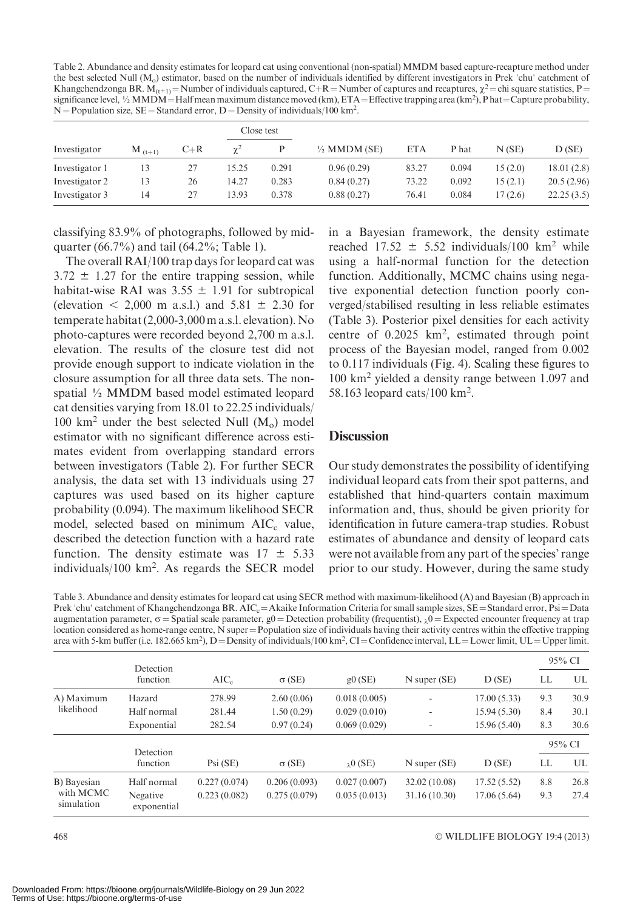Table 2. Abundance and density estimates for leopard cat using conventional (non-spatial) MMDM based capture-recapture method under the best selected Null ($M_o$) estimator, based on the number of individuals identified by different investigators in Prek 'chu' catchment of Khangchendzonga BR. $M_{(t+1)}$ = Number of individuals captured, C+R = Number of captures and recaptures, $\chi^2$ = chi square statistics, P = significance level, ½ MMDM = Half mean maximum distance moved (km), ETA = Effective trapping area ($km^2$), P hat = Capture probability, N = Population size, SE = Standard error, D = Density of individuals/100 $km^2$.

| Investigator | $M_{(t+1)}$ | C+R | Close test | | ½ MMDM (SE) | ETA | P hat | N (SE) | D (SE) |
|---|---|---|---|---|---|---|---|---|---|
| | | | $\chi^2$ | P | | | | | |
| Investigator 1 | 13 | 27 | 15.25 | 0.291 | 0.96 (0.29) | 83.27 | 0.094 | 15 (2.0) | 18.01 (2.8) |
| Investigator 2 | 13 | 26 | 14.27 | 0.283 | 0.84 (0.27) | 73.22 | 0.092 | 15 (2.1) | 20.5 (2.96) |
| Investigator 3 | 14 | 27 | 13.93 | 0.378 | 0.88 (0.27) | 76.41 | 0.084 | 17 (2.6) | 22.25 (3.5) |

classifying 83.9% of photographs, followed by mid-quarter (66.7%) and tail (64.2%; Table 1).

The overall RAI/100 trap days for leopard cat was 3.72 ± 1.27 for the entire trapping session, while habitat-wise RAI was 3.55 ± 1.91 for subtropical (elevation < 2,000 m a.s.l.) and 5.81 ± 2.30 for temperate habitat (2,000-3,000 m a.s.l. elevation). No photo-captures were recorded beyond 2,700 m a.s.l. elevation. The results of the closure test did not provide enough support to indicate violation in the closure assumption for all three data sets. The non-spatial ½ MMDM based model estimated leopard cat densities varying from 18.01 to 22.25 individuals/100 $km^2$ under the best selected Null ($M_o$) model estimator with no significant difference across estimates evident from overlapping standard errors between investigators (Table 2). For further SECR analysis, the data set with 13 individuals using 27 captures was used based on its higher capture probability (0.094). The maximum likelihood SECR model, selected based on minimum $AIC_c$ value, described the detection function with a hazard rate function. The density estimate was 17 ± 5.33 individuals/100 $km^2$. As regards the SECR model in a Bayesian framework, the density estimate reached 17.52 ± 5.52 individuals/100 $km^2$ while using a half-normal function for the detection function. Additionally, MCMC chains using negative exponential detection function poorly converged/stabilised resulting in less reliable estimates (Table 3). Posterior pixel densities for each activity centre of 0.2025 $km^2$, estimated through point process of the Bayesian model, ranged from 0.002 to 0.117 individuals (Fig. 4). Scaling these figures to 100 $km^2$ yielded a density range between 1.097 and 58.163 leopard cats/100 $km^2$.

## Discussion

Our study demonstrates the possibility of identifying individual leopard cats from their spot patterns, and established that hind-quarters contain maximum information and, thus, should be given priority for identification in future camera-trap studies. Robust estimates of abundance and density of leopard cats were not available from any part of the species' range prior to our study. However, during the same study

Table 3. Abundance and density estimates for leopard cat using SECR method with maximum-likelihood (A) and Bayesian (B) approach in Prek 'chu' catchment of Khangchendzonga BR. $AIC_c$ = Akaike Information Criteria for small sample sizes, SE = Standard error, Psi = Data augmentation parameter, $\sigma$ = Spatial scale parameter, g0 = Detection probability (frequentist), $\lambda 0$ = Expected encounter frequency at trap location considered as home-range centre, N super = Population size of individuals having their activity centres within the effective trapping area with 5-km buffer (i.e. 182.665 $km^2$), D = Density of individuals/100 $km^2$, CI = Confidence interval, LL = Lower limit, UL = Upper limit.

| | Detection function | $AIC_c$ | $\sigma$ (SE) | g0 (SE) | N super (SE) | D (SE) | 95% CI | |
|---|---|---|---|---|---|---|---|---|
| | | | | | | | LL | UL |
| A) Maximum likelihood | Hazard | 278.99 | 2.60 (0.06) | 0.018 (0.005) | - | 17.00 (5.33) | 9.3 | 30.9 |
| | Half normal | 281.44 | 1.50 (0.29) | 0.029 (0.010) | - | 15.94 (5.30) | 8.4 | 30.1 |
| | Exponential | 282.54 | 0.97 (0.24) | 0.069 (0.029) | - | 15.96 (5.40) | 8.3 | 30.6 |
| | **Detection function** | **Psi (SE)** | **$\sigma$ (SE)** | **$\lambda 0$ (SE)** | **N super (SE)** | **D (SE)** | **95% CI LL** | **95% CI UL** |
| B) Bayesian with MCMC simulation | Half normal | 0.227 (0.074) | 0.206 (0.093) | 0.027 (0.007) | 32.02 (10.08) | 17.52 (5.52) | 8.8 | 26.8 |
| | Negative exponential | 0.223 (0.082) | 0.275 (0.079) | 0.035 (0.013) | 31.16 (10.30) | 17.06 (5.64) | 9.3 | 27.4 |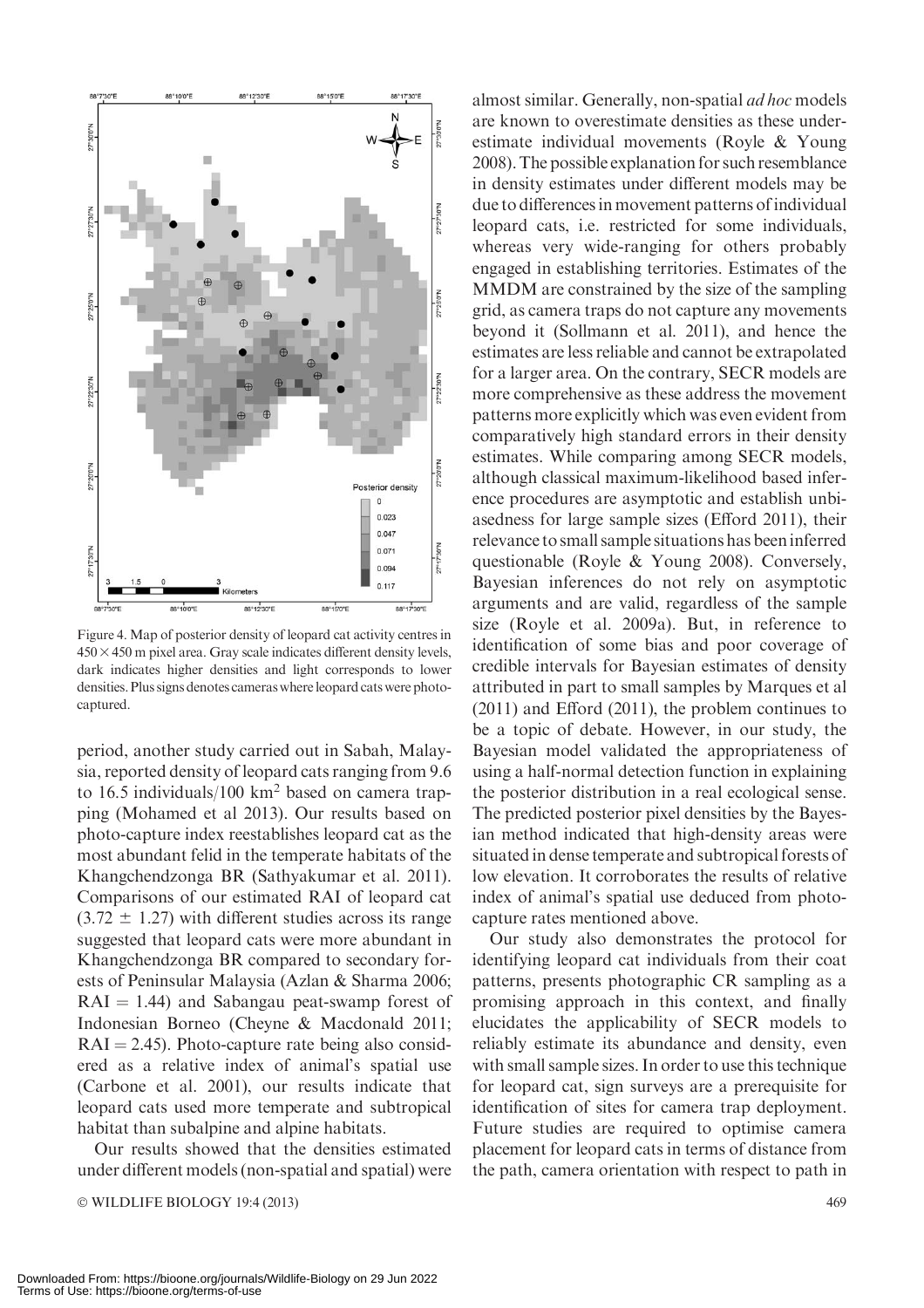Figure 4. Map of posterior density of leopard cat activity centres in $450 \times 450$ m pixel area. Gray scale indicates different density levels, dark indicates higher densities and light corresponds to lower densities. Plus signs denotes cameras where leopard cats were photo-captured.

period, another study carried out in Sabah, Malaysia, reported density of leopard cats ranging from 9.6 to 16.5 individuals/100 km$^2$ based on camera trapping (Mohamed et al 2013). Our results based on photo-capture index reestablishes leopard cat as the most abundant felid in the temperate habitats of the Khangchendzonga BR (Sathyakumar et al. 2011). Comparisons of our estimated RAI of leopard cat ($3.72 \pm 1.27$) with different studies across its range suggested that leopard cats were more abundant in Khangchendzonga BR compared to secondary forests of Peninsular Malaysia (Azlan & Sharma 2006; RAI = 1.44) and Sabangau peat-swamp forest of Indonesian Borneo (Cheyne & Macdonald 2011; RAI = 2.45). Photo-capture rate being also considered as a relative index of animal's spatial use (Carbone et al. 2001), our results indicate that leopard cats used more temperate and subtropical habitat than subalpine and alpine habitats.

Our results showed that the densities estimated under different models (non-spatial and spatial) were almost similar. Generally, non-spatial *ad hoc* models are known to overestimate densities as these underestimate individual movements (Royle & Young 2008). The possible explanation for such resemblance in density estimates under different models may be due to differences in movement patterns of individual leopard cats, i.e. restricted for some individuals, whereas very wide-ranging for others probably engaged in establishing territories. Estimates of the MMDM are constrained by the size of the sampling grid, as camera traps do not capture any movements beyond it (Sollmann et al. 2011), and hence the estimates are less reliable and cannot be extrapolated for a larger area. On the contrary, SECR models are more comprehensive as these address the movement patterns more explicitly which was even evident from comparatively high standard errors in their density estimates. While comparing among SECR models, although classical maximum-likelihood based inference procedures are asymptotic and establish unbiasedness for large sample sizes (Efford 2011), their relevance to small sample situations has been inferred questionable (Royle & Young 2008). Conversely, Bayesian inferences do not rely on asymptotic arguments and are valid, regardless of the sample size (Royle et al. 2009a). But, in reference to identification of some bias and poor coverage of credible intervals for Bayesian estimates of density attributed in part to small samples by Marques et al (2011) and Efford (2011), the problem continues to be a topic of debate. However, in our study, the Bayesian model validated the appropriateness of using a half-normal detection function in explaining the posterior distribution in a real ecological sense. The predicted posterior pixel densities by the Bayesian method indicated that high-density areas were situated in dense temperate and subtropical forests of low elevation. It corroborates the results of relative index of animal's spatial use deduced from photo-capture rates mentioned above.

Our study also demonstrates the protocol for identifying leopard cat individuals from their coat patterns, presents photographic CR sampling as a promising approach in this context, and finally elucidates the applicability of SECR models to reliably estimate its abundance and density, even with small sample sizes. In order to use this technique for leopard cat, sign surveys are a prerequisite for identification of sites for camera trap deployment. Future studies are required to optimise camera placement for leopard cats in terms of distance from the path, camera orientation with respect to path in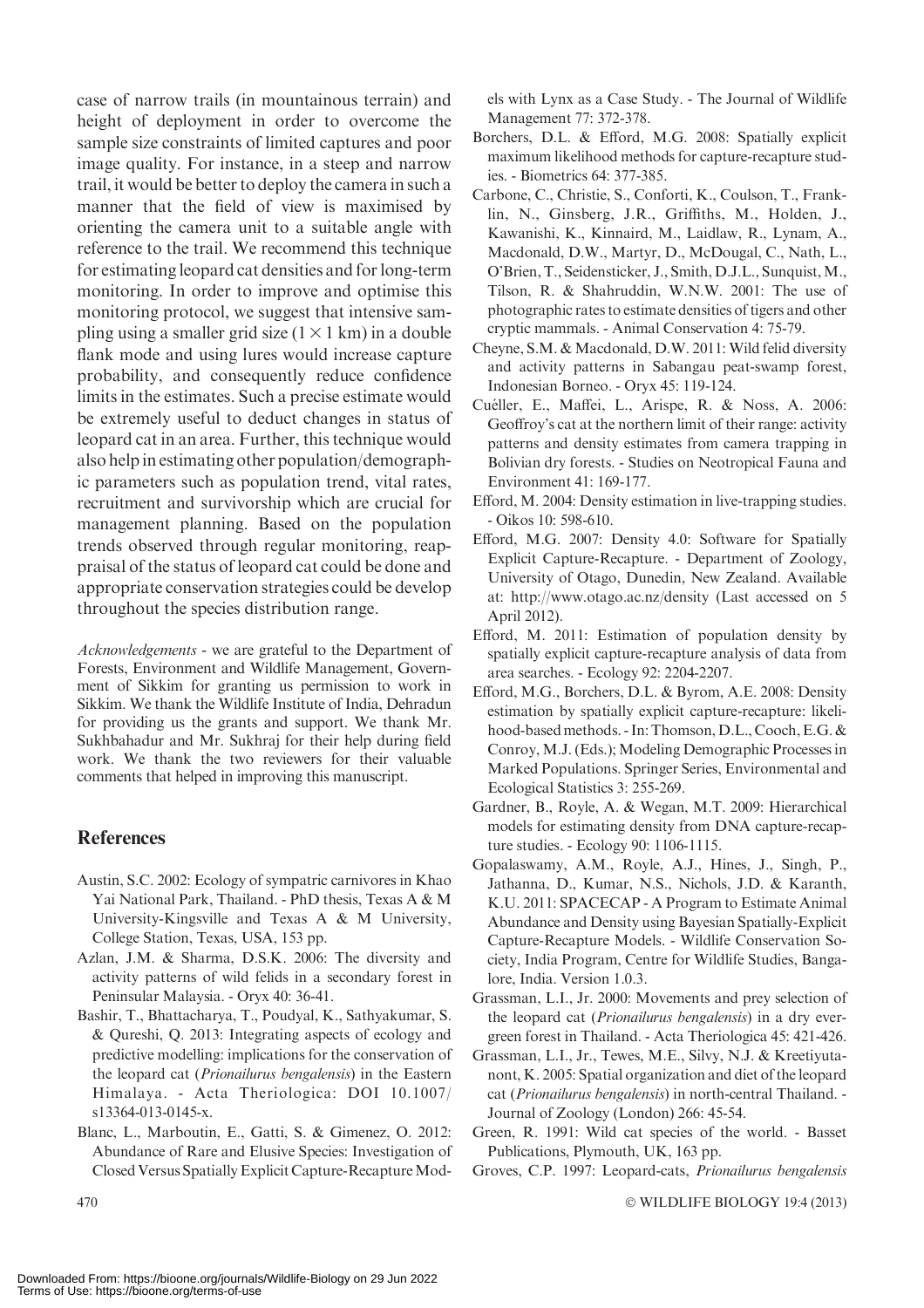case of narrow trails (in mountainous terrain) and height of deployment in order to overcome the sample size constraints of limited captures and poor image quality. For instance, in a steep and narrow trail, it would be better to deploy the camera in such a manner that the field of view is maximised by orienting the camera unit to a suitable angle with reference to the trail. We recommend this technique for estimating leopard cat densities and for long-term monitoring. In order to improve and optimise this monitoring protocol, we suggest that intensive sampling using a smaller grid size ($1 \times 1$ km) in a double flank mode and using lures would increase capture probability, and consequently reduce confidence limits in the estimates. Such a precise estimate would be extremely useful to deduct changes in status of leopard cat in an area. Further, this technique would also help in estimating other population/demographic parameters such as population trend, vital rates, recruitment and survivorship which are crucial for management planning. Based on the population trends observed through regular monitoring, reappraisal of the status of leopard cat could be done and appropriate conservation strategies could be develop throughout the species distribution range.

*Acknowledgements* - we are grateful to the Department of Forests, Environment and Wildlife Management, Government of Sikkim for granting us permission to work in Sikkim. We thank the Wildlife Institute of India, Dehradun for providing us the grants and support. We thank Mr. Sukhbahadur and Mr. Sukhraj for their help during field work. We thank the two reviewers for their valuable comments that helped in improving this manuscript.

## References

Austin, S.C. 2002: Ecology of sympatric carnivores in Khao Yai National Park, Thailand. - PhD thesis, Texas A & M University-Kingsville and Texas A & M University, College Station, Texas, USA, 153 pp.

Azlan, J.M. & Sharma, D.S.K. 2006: The diversity and activity patterns of wild felids in a secondary forest in Peninsular Malaysia. - Oryx 40: 36-41.

Bashir, T., Bhattacharya, T., Poudyal, K., Sathyakumar, S. & Qureshi, Q. 2013: Integrating aspects of ecology and predictive modelling: implications for the conservation of the leopard cat (*Prionailurus bengalensis*) in the Eastern Himalaya. - Acta Theriologica: DOI 10.1007/s13364-013-0145-x.

Blanc, L., Marboutin, E., Gatti, S. & Gimenez, O. 2012: Abundance of Rare and Elusive Species: Investigation of Closed Versus Spatially Explicit Capture-Recapture Models with Lynx as a Case Study. - The Journal of Wildlife Management 77: 372-378.

Borchers, D.L. & Efford, M.G. 2008: Spatially explicit maximum likelihood methods for capture-recapture studies. - Biometrics 64: 377-385.

Carbone, C., Christie, S., Conforti, K., Coulson, T., Franklin, N., Ginsberg, J.R., Griffiths, M., Holden, J., Kawanishi, K., Kinnaird, M., Laidlaw, R., Lynam, A., Macdonald, D.W., Martyr, D., McDougal, C., Nath, L., O'Brien, T., Seidensticker, J., Smith, D.J.L., Sunquist, M., Tilson, R. & Shahruddin, W.N.W. 2001: The use of photographic rates to estimate densities of tigers and other cryptic mammals. - Animal Conservation 4: 75-79.

Cheyne, S.M. & Macdonald, D.W. 2011: Wild felid diversity and activity patterns in Sabangau peat-swamp forest, Indonesian Borneo. - Oryx 45: 119-124.

Cuéller, E., Maffei, L., Arispe, R. & Noss, A. 2006: Geoffroy's cat at the northern limit of their range: activity patterns and density estimates from camera trapping in Bolivian dry forests. - Studies on Neotropical Fauna and Environment 41: 169-177.

Efford, M. 2004: Density estimation in live-trapping studies. - Oikos 10: 598-610.

Efford, M.G. 2007: Density 4.0: Software for Spatially Explicit Capture-Recapture. - Department of Zoology, University of Otago, Dunedin, New Zealand. Available at: http://www.otago.ac.nz/density (Last accessed on 5 April 2012).

Efford, M. 2011: Estimation of population density by spatially explicit capture-recapture analysis of data from area searches. - Ecology 92: 2204-2207.

Efford, M.G., Borchers, D.L. & Byrom, A.E. 2008: Density estimation by spatially explicit capture-recapture: likelihood-based methods. - In: Thomson, D.L., Cooch, E.G. & Conroy, M.J. (Eds.); Modeling Demographic Processes in Marked Populations. Springer Series, Environmental and Ecological Statistics 3: 255-269.

Gardner, B., Royle, A. & Wegan, M.T. 2009: Hierarchical models for estimating density from DNA capture-recapture studies. - Ecology 90: 1106-1115.

Gopalaswamy, A.M., Royle, A.J., Hines, J., Singh, P., Jathanna, D., Kumar, N.S., Nichols, J.D. & Karanth, K.U. 2011: SPACECAP - A Program to Estimate Animal Abundance and Density using Bayesian Spatially-Explicit Capture-Recapture Models. - Wildlife Conservation Society, India Program, Centre for Wildlife Studies, Bangalore, India. Version 1.0.3.

Grassman, L.I., Jr. 2000: Movements and prey selection of the leopard cat (*Prionailurus bengalensis*) in a dry evergreen forest in Thailand. - Acta Theriologica 45: 421-426.

Grassman, L.I., Jr., Tewes, M.E., Silvy, N.J. & Kreetiyutanont, K. 2005: Spatial organization and diet of the leopard cat (*Prionailurus bengalensis*) in north-central Thailand. - Journal of Zoology (London) 266: 45-54.

Green, R. 1991: Wild cat species of the world. - Basset Publications, Plymouth, UK, 163 pp.

Groves, C.P. 1997: Leopard-cats, *Prionailurus bengalensis*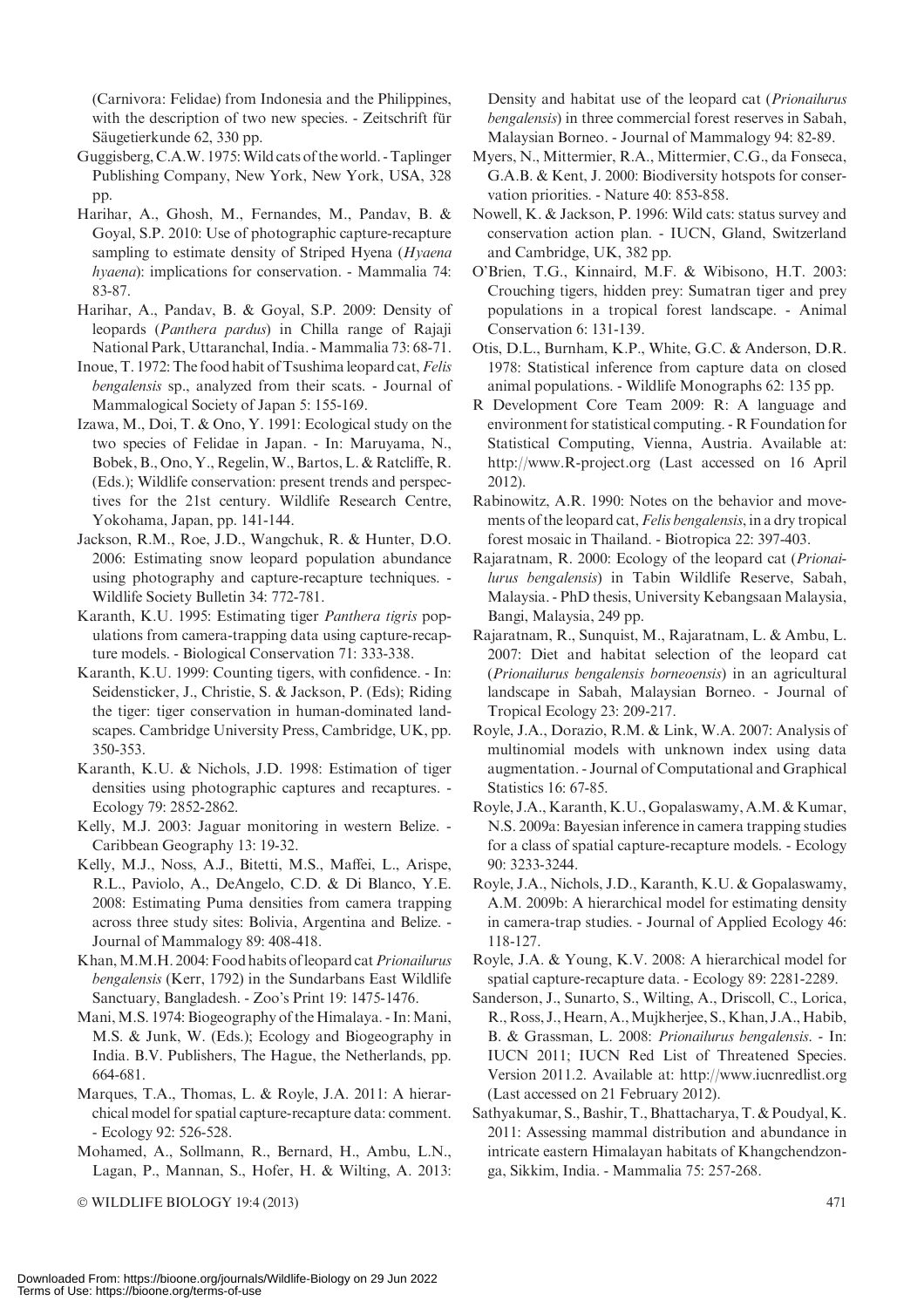(Carnivora: Felidae) from Indonesia and the Philippines, with the description of two new species. - Zeitschrift für Säugetierkunde 62, 330 pp.

Guggisberg, C.A.W. 1975: Wild cats of the world. - Taplinger Publishing Company, New York, New York, USA, 328 pp.

Harihar, A., Ghosh, M., Fernandes, M., Pandav, B. & Goyal, S.P. 2010: Use of photographic capture-recapture sampling to estimate density of Striped Hyena (*Hyaena hyaena*): implications for conservation. - Mammalia 74: 83-87.

Harihar, A., Pandav, B. & Goyal, S.P. 2009: Density of leopards (*Panthera pardus*) in Chilla range of Rajaji National Park, Uttaranchal, India. - Mammalia 73: 68-71.

Inoue, T. 1972: The food habit of Tsushima leopard cat, *Felis bengalensis* sp., analyzed from their scats. - Journal of Mammalogical Society of Japan 5: 155-169.

Izawa, M., Doi, T. & Ono, Y. 1991: Ecological study on the two species of Felidae in Japan. - In: Maruyama, N., Bobek, B., Ono, Y., Regelin, W., Bartos, L. & Ratcliffe, R. (Eds.); Wildlife conservation: present trends and perspectives for the 21st century. Wildlife Research Centre, Yokohama, Japan, pp. 141-144.

Jackson, R.M., Roe, J.D., Wangchuk, R. & Hunter, D.O. 2006: Estimating snow leopard population abundance using photography and capture-recapture techniques. - Wildlife Society Bulletin 34: 772-781.

Karanth, K.U. 1995: Estimating tiger *Panthera tigris* populations from camera-trapping data using capture-recapture models. - Biological Conservation 71: 333-338.

Karanth, K.U. 1999: Counting tigers, with confidence. - In: Seidensticker, J., Christie, S. & Jackson, P. (Eds); Riding the tiger: tiger conservation in human-dominated landscapes. Cambridge University Press, Cambridge, UK, pp. 350-353.

Karanth, K.U. & Nichols, J.D. 1998: Estimation of tiger densities using photographic captures and recaptures. - Ecology 79: 2852-2862.

Kelly, M.J. 2003: Jaguar monitoring in western Belize. - Caribbean Geography 13: 19-32.

Kelly, M.J., Noss, A.J., Bitetti, M.S., Maffei, L., Arispe, R.L., Paviolo, A., DeAngelo, C.D. & Di Blanco, Y.E. 2008: Estimating Puma densities from camera trapping across three study sites: Bolivia, Argentina and Belize. - Journal of Mammalogy 89: 408-418.

Khan, M.M.H. 2004: Food habits of leopard cat *Prionailurus bengalensis* (Kerr, 1792) in the Sundarbans East Wildlife Sanctuary, Bangladesh. - Zoo's Print 19: 1475-1476.

Mani, M.S. 1974: Biogeography of the Himalaya. - In: Mani, M.S. & Junk, W. (Eds.); Ecology and Biogeography in India. B.V. Publishers, The Hague, the Netherlands, pp. 664-681.

Marques, T.A., Thomas, L. & Royle, J.A. 2011: A hierarchical model for spatial capture-recapture data: comment. - Ecology 92: 526-528.

Mohamed, A., Sollmann, R., Bernard, H., Ambu, L.N., Lagan, P., Mannan, S., Hofer, H. & Wilting, A. 2013: Density and habitat use of the leopard cat (*Prionailurus bengalensis*) in three commercial forest reserves in Sabah, Malaysian Borneo. - Journal of Mammalogy 94: 82-89.

Myers, N., Mittermier, R.A., Mittermier, C.G., da Fonseca, G.A.B. & Kent, J. 2000: Biodiversity hotspots for conservation priorities. - Nature 40: 853-858.

Nowell, K. & Jackson, P. 1996: Wild cats: status survey and conservation action plan. - IUCN, Gland, Switzerland and Cambridge, UK, 382 pp.

O'Brien, T.G., Kinnaird, M.F. & Wibisono, H.T. 2003: Crouching tigers, hidden prey: Sumatran tiger and prey populations in a tropical forest landscape. - Animal Conservation 6: 131-139.

Otis, D.L., Burnham, K.P., White, G.C. & Anderson, D.R. 1978: Statistical inference from capture data on closed animal populations. - Wildlife Monographs 62: 135 pp.

R Development Core Team 2009: R: A language and environment for statistical computing. - R Foundation for Statistical Computing, Vienna, Austria. Available at: http://www.R-project.org (Last accessed on 16 April 2012).

Rabinowitz, A.R. 1990: Notes on the behavior and movements of the leopard cat, *Felis bengalensis*, in a dry tropical forest mosaic in Thailand. - Biotropica 22: 397-403.

Rajaratnam, R. 2000: Ecology of the leopard cat (*Prionailurus bengalensis*) in Tabin Wildlife Reserve, Sabah, Malaysia. - PhD thesis, University Kebangsaan Malaysia, Bangi, Malaysia, 249 pp.

Rajaratnam, R., Sunquist, M., Rajaratnam, L. & Ambu, L. 2007: Diet and habitat selection of the leopard cat (*Prionailurus bengalensis borneoensis*) in an agricultural landscape in Sabah, Malaysian Borneo. - Journal of Tropical Ecology 23: 209-217.

Royle, J.A., Dorazio, R.M. & Link, W.A. 2007: Analysis of multinomial models with unknown index using data augmentation. - Journal of Computational and Graphical Statistics 16: 67-85.

Royle, J.A., Karanth, K.U., Gopalaswamy, A.M. & Kumar, N.S. 2009a: Bayesian inference in camera trapping studies for a class of spatial capture-recapture models. - Ecology 90: 3233-3244.

Royle, J.A., Nichols, J.D., Karanth, K.U. & Gopalaswamy, A.M. 2009b: A hierarchical model for estimating density in camera-trap studies. - Journal of Applied Ecology 46: 118-127.

Royle, J.A. & Young, K.V. 2008: A hierarchical model for spatial capture-recapture data. - Ecology 89: 2281-2289.

Sanderson, J., Sunarto, S., Wilting, A., Driscoll, C., Lorica, R., Ross, J., Hearn, A., Mujkherjee, S., Khan, J.A., Habib, B. & Grassman, L. 2008: *Prionailurus bengalensis*. - In: IUCN 2011; IUCN Red List of Threatened Species. Version 2011.2. Available at: http://www.iucnredlist.org (Last accessed on 21 February 2012).

Sathyakumar, S., Bashir, T., Bhattacharya, T. & Poudyal, K. 2011: Assessing mammal distribution and abundance in intricate eastern Himalayan habitats of Khangchendzonga, Sikkim, India. - Mammalia 75: 257-268.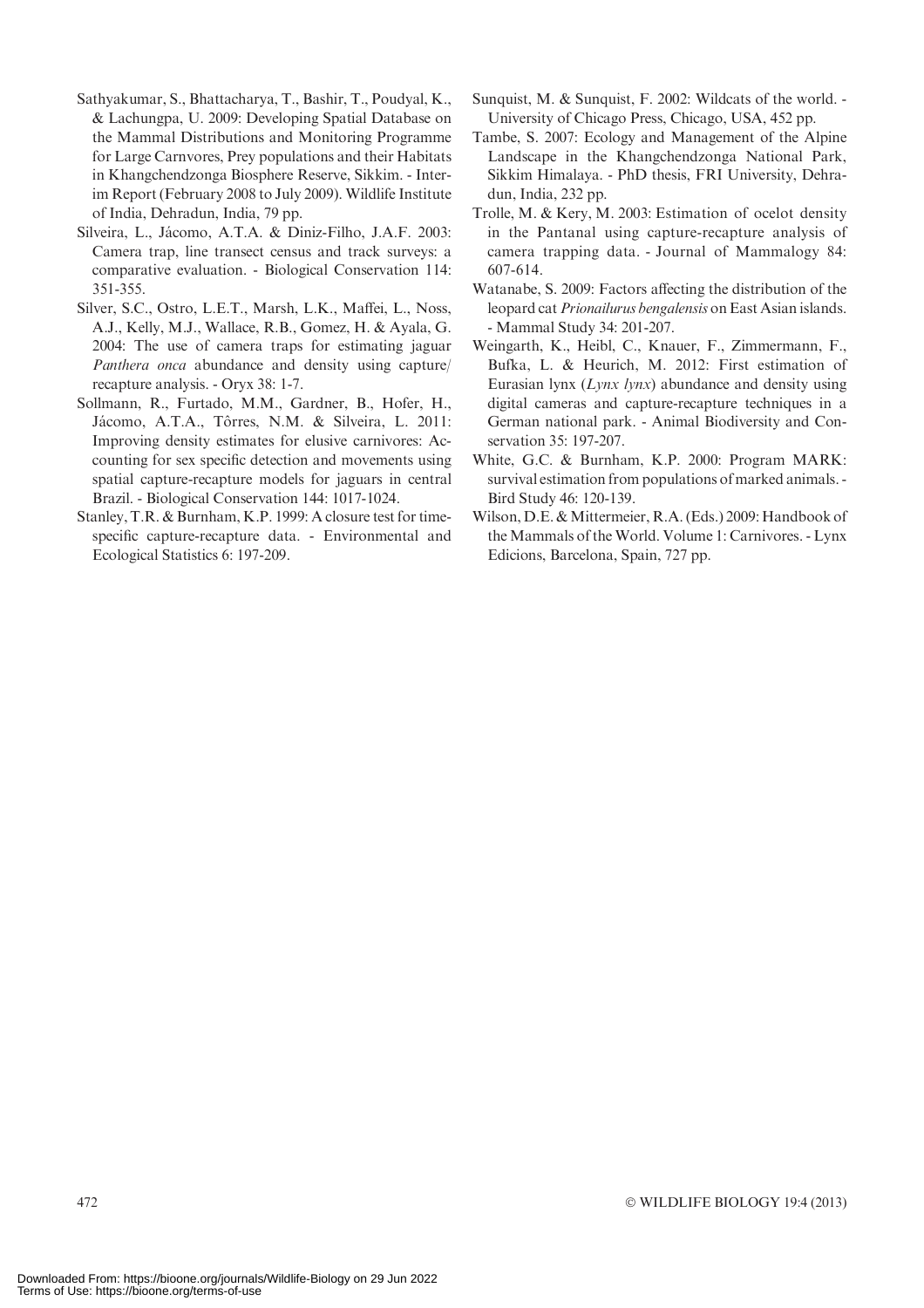Sathyakumar, S., Bhattacharya, T., Bashir, T., Poudyal, K., & Lachungpa, U. 2009: Developing Spatial Database on the Mammal Distributions and Monitoring Programme for Large Carnvores, Prey populations and their Habitats in Khangchendzonga Biosphere Reserve, Sikkim. - Interim Report (February 2008 to July 2009). Wildlife Institute of India, Dehradun, India, 79 pp.

Silveira, L., Jácomo, A.T.A. & Diniz-Filho, J.A.F. 2003: Camera trap, line transect census and track surveys: a comparative evaluation. - Biological Conservation 114: 351-355.

Silver, S.C., Ostro, L.E.T., Marsh, L.K., Maffei, L., Noss, A.J., Kelly, M.J., Wallace, R.B., Gomez, H. & Ayala, G. 2004: The use of camera traps for estimating jaguar *Panthera onca* abundance and density using capture/recapture analysis. - Oryx 38: 1-7.

Sollmann, R., Furtado, M.M., Gardner, B., Hofer, H., Jácomo, A.T.A., Tôrres, N.M. & Silveira, L. 2011: Improving density estimates for elusive carnivores: Accounting for sex specific detection and movements using spatial capture-recapture models for jaguars in central Brazil. - Biological Conservation 144: 1017-1024.

Stanley, T.R. & Burnham, K.P. 1999: A closure test for time-specific capture-recapture data. - Environmental and Ecological Statistics 6: 197-209.

Sunquist, M. & Sunquist, F. 2002: Wildcats of the world. - University of Chicago Press, Chicago, USA, 452 pp.

Tambe, S. 2007: Ecology and Management of the Alpine Landscape in the Khangchendzonga National Park, Sikkim Himalaya. - PhD thesis, FRI University, Dehradun, India, 232 pp.

Trolle, M. & Kery, M. 2003: Estimation of ocelot density in the Pantanal using capture-recapture analysis of camera trapping data. - Journal of Mammalogy 84: 607-614.

Watanabe, S. 2009: Factors affecting the distribution of the leopard cat *Prionailurus bengalensis* on East Asian islands. - Mammal Study 34: 201-207.

Weingarth, K., Heibl, C., Knauer, F., Zimmermann, F., Bufka, L. & Heurich, M. 2012: First estimation of Eurasian lynx (*Lynx lynx*) abundance and density using digital cameras and capture-recapture techniques in a German national park. - Animal Biodiversity and Conservation 35: 197-207.

White, G.C. & Burnham, K.P. 2000: Program MARK: survival estimation from populations of marked animals. - Bird Study 46: 120-139.

Wilson, D.E. & Mittermeier, R.A. (Eds.) 2009: Handbook of the Mammals of the World. Volume 1: Carnivores. - Lynx Edicions, Barcelona, Spain, 727 pp.